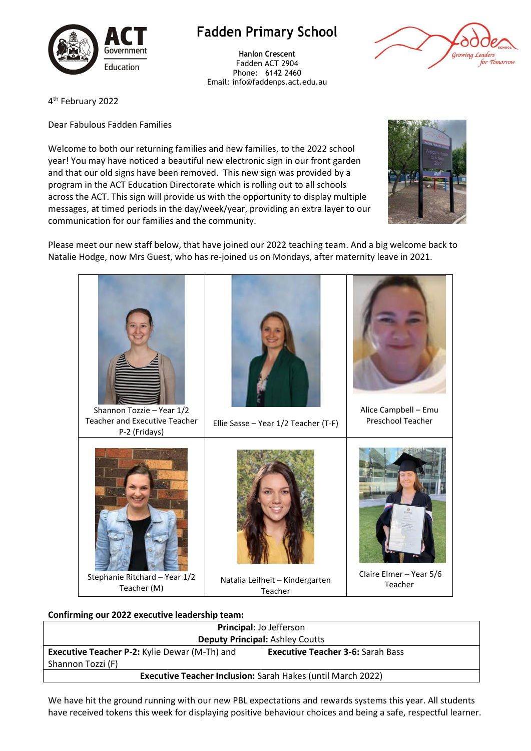# Fadden Primary School

**Hanlon Crescent**
Fadden ACT 2904
Phone: 6142 2460
Email: info@faddenps.act.edu.au

4th February 2022

Dear Fabulous Fadden Families

Welcome to both our returning families and new families, to the 2022 school year! You may have noticed a beautiful new electronic sign in our front garden and that our old signs have been removed. This new sign was provided by a program in the ACT Education Directorate which is rolling out to all schools across the ACT. This sign will provide us with the opportunity to display multiple messages, at timed periods in the day/week/year, providing an extra layer to our communication for our families and the community.

Please meet our new staff below, that have joined our 2022 teaching team. And a big welcome back to Natalie Hodge, now Mrs Guest, who has re-joined us on Mondays, after maternity leave in 2021.

| | | |
|---|---|---|
| Shannon Tozzie – Year 1/2 Teacher and Executive Teacher P-2 (Fridays) | Ellie Sasse – Year 1/2 Teacher (T-F) | Alice Campbell – Emu Preschool Teacher |
| Stephanie Ritchard – Year 1/2 Teacher (M) | Natalia Leifheit – Kindergarten Teacher | Claire Elmer – Year 5/6 Teacher |

**Confirming our 2022 executive leadership team:**

| | |
|---|---|
| **Principal:** Jo Jefferson | |
| **Deputy Principal:** Ashley Coutts | |
| **Executive Teacher P-2:** Kylie Dewar (M-Th) and Shannon Tozzi (F) | **Executive Teacher 3-6:** Sarah Bass |
| **Executive Teacher Inclusion:** Sarah Hakes (until March 2022) | |

We have hit the ground running with our new PBL expectations and rewards systems this year. All students have received tokens this week for displaying positive behaviour choices and being a safe, respectful learner.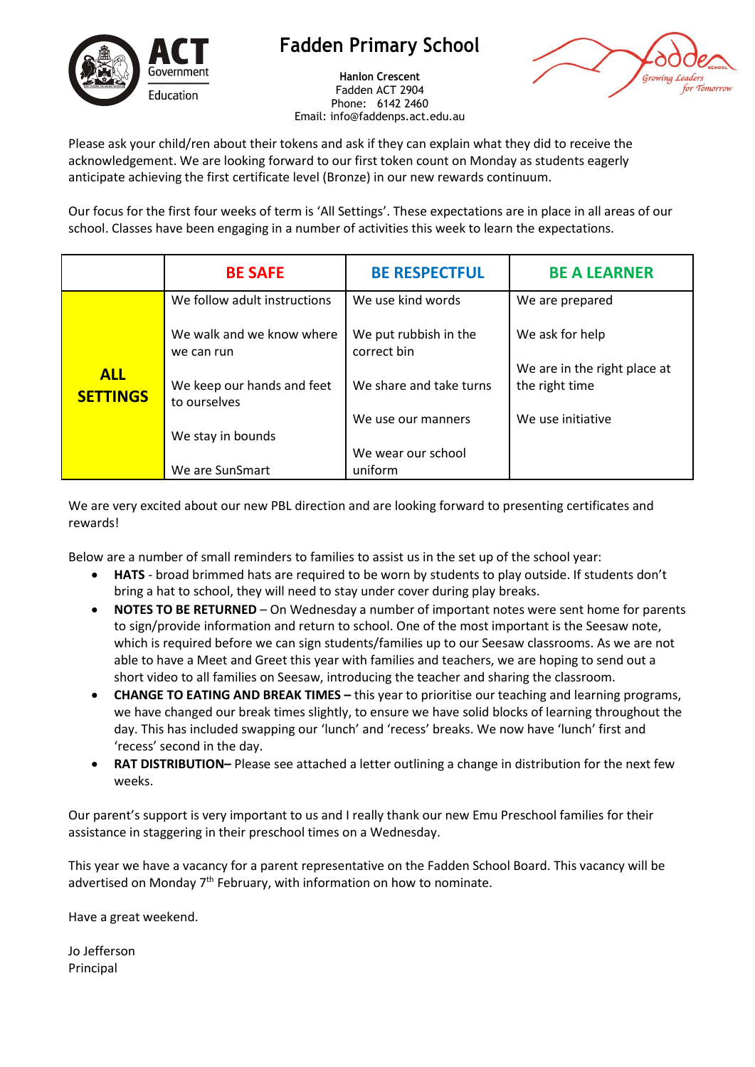# Fadden Primary School

**Hanlon Crescent**
Fadden ACT 2904
Phone: 6142 2460
Email: info@faddenps.act.edu.au

Please ask your child/ren about their tokens and ask if they can explain what they did to receive the acknowledgement. We are looking forward to our first token count on Monday as students eagerly anticipate achieving the first certificate level (Bronze) in our new rewards continuum.

Our focus for the first four weeks of term is 'All Settings'. These expectations are in place in all areas of our school. Classes have been engaging in a number of activities this week to learn the expectations.

| | **BE SAFE** | **BE RESPECTFUL** | **BE A LEARNER** |
|---|---|---|---|
| **ALL SETTINGS** | We follow adult instructions<br><br>We walk and we know where we can run<br><br>We keep our hands and feet to ourselves<br><br>We stay in bounds<br><br>We are SunSmart | We use kind words<br><br>We put rubbish in the correct bin<br><br>We share and take turns<br><br>We use our manners<br><br>We wear our school uniform | We are prepared<br><br>We ask for help<br><br>We are in the right place at the right time<br><br>We use initiative |

We are very excited about our new PBL direction and are looking forward to presenting certificates and rewards!

Below are a number of small reminders to families to assist us in the set up of the school year:

- **HATS** - broad brimmed hats are required to be worn by students to play outside. If students don't bring a hat to school, they will need to stay under cover during play breaks.
- **NOTES TO BE RETURNED** – On Wednesday a number of important notes were sent home for parents to sign/provide information and return to school. One of the most important is the Seesaw note, which is required before we can sign students/families up to our Seesaw classrooms. As we are not able to have a Meet and Greet this year with families and teachers, we are hoping to send out a short video to all families on Seesaw, introducing the teacher and sharing the classroom.
- **CHANGE TO EATING AND BREAK TIMES –** this year to prioritise our teaching and learning programs, we have changed our break times slightly, to ensure we have solid blocks of learning throughout the day. This has included swapping our 'lunch' and 'recess' breaks. We now have 'lunch' first and 'recess' second in the day.
- **RAT DISTRIBUTION–** Please see attached a letter outlining a change in distribution for the next few weeks.

Our parent's support is very important to us and I really thank our new Emu Preschool families for their assistance in staggering in their preschool times on a Wednesday.

This year we have a vacancy for a parent representative on the Fadden School Board. This vacancy will be advertised on Monday 7th February, with information on how to nominate.

Have a great weekend.

Jo Jefferson
Principal